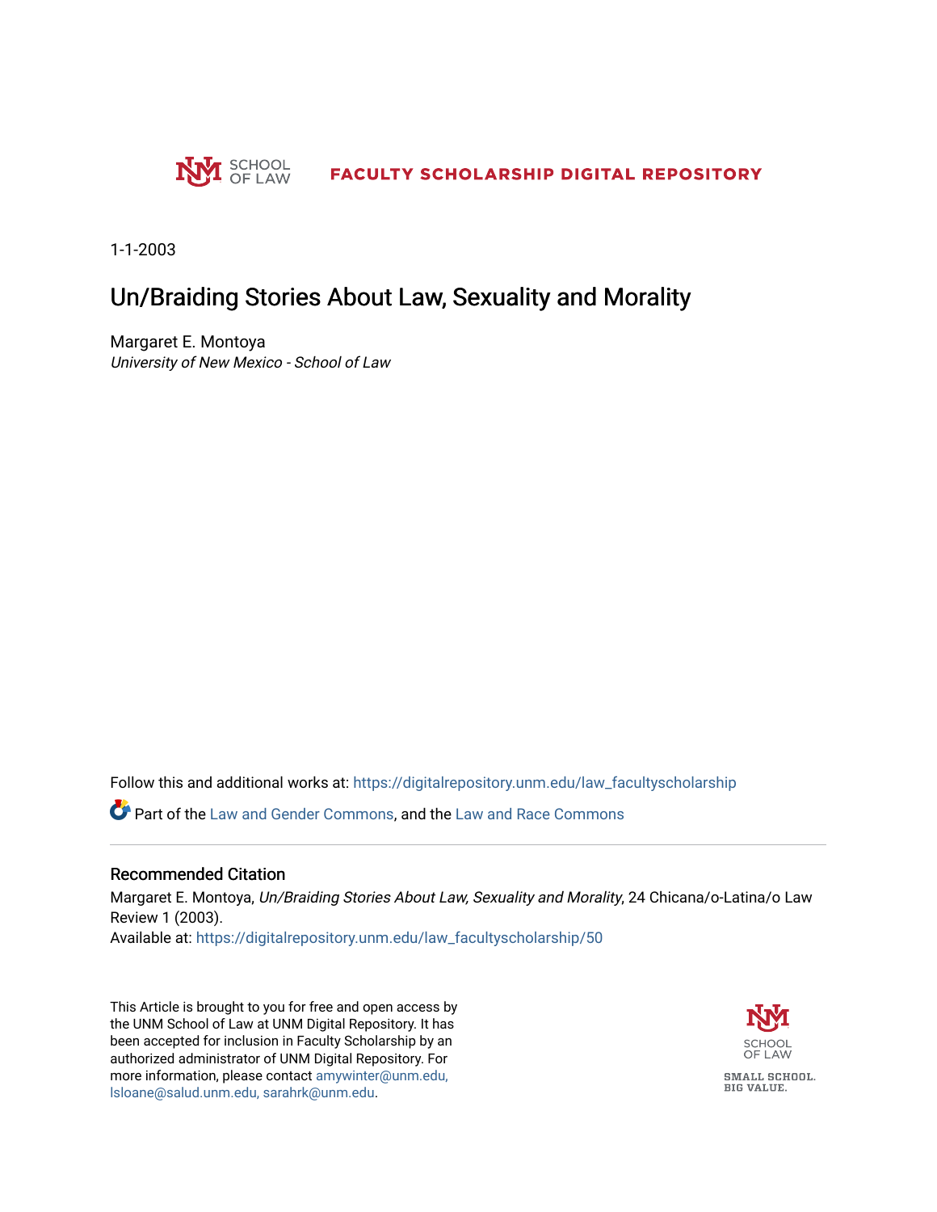SCHOOL OF LAW **FACULTY SCHOLARSHIP DIGITAL REPOSITORY**

1-1-2003

# Un/Braiding Stories About Law, Sexuality and Morality

Margaret E. Montoya
*University of New Mexico - School of Law*

Follow this and additional works at: https://digitalrepository.unm.edu/law_facultyscholarship

Part of the Law and Gender Commons, and the Law and Race Commons

## Recommended Citation

Margaret E. Montoya, *Un/Braiding Stories About Law, Sexuality and Morality*, 24 Chicana/o-Latina/o Law Review 1 (2003).
Available at: https://digitalrepository.unm.edu/law_facultyscholarship/50

This Article is brought to you for free and open access by the UNM School of Law at UNM Digital Repository. It has been accepted for inclusion in Faculty Scholarship by an authorized administrator of UNM Digital Repository. For more information, please contact amywinter@unm.edu, lsloane@salud.unm.edu, sarahrk@unm.edu.

SCHOOL OF LAW

SMALL SCHOOL. BIG VALUE.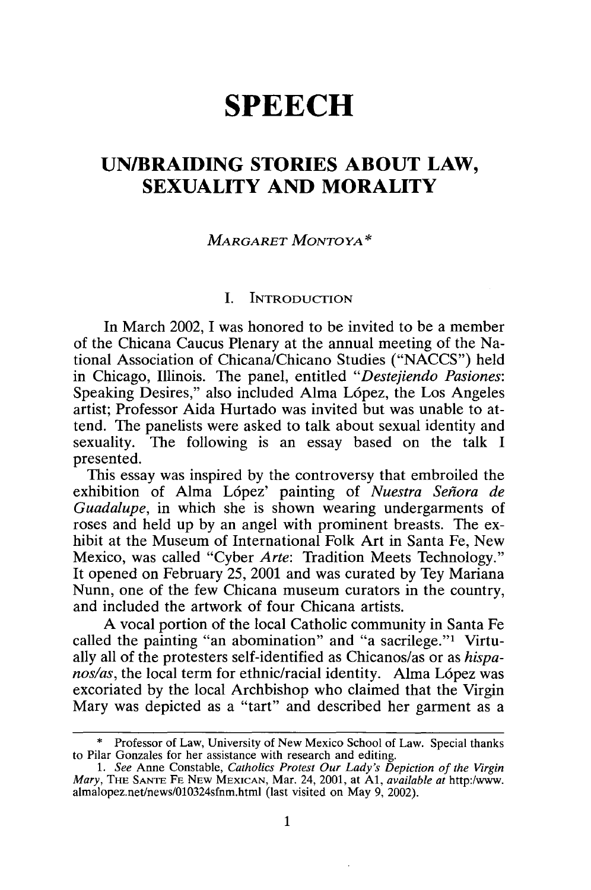# SPEECH

## UN/BRAIDING STORIES ABOUT LAW, SEXUALITY AND MORALITY

*MARGARET MONTOYA\**

### I. INTRODUCTION

In March 2002, I was honored to be invited to be a member of the Chicana Caucus Plenary at the annual meeting of the National Association of Chicana/Chicano Studies ("NACCS") held in Chicago, Illinois. The panel, entitled "*Destejiendo Pasiones*: Speaking Desires," also included Alma López, the Los Angeles artist; Professor Aida Hurtado was invited but was unable to attend. The panelists were asked to talk about sexual identity and sexuality. The following is an essay based on the talk I presented.

This essay was inspired by the controversy that embroiled the exhibition of Alma López' painting of *Nuestra Señora de Guadalupe*, in which she is shown wearing undergarments of roses and held up by an angel with prominent breasts. The exhibit at the Museum of International Folk Art in Santa Fe, New Mexico, was called "Cyber *Arte*: Tradition Meets Technology." It opened on February 25, 2001 and was curated by Tey Mariana Nunn, one of the few Chicana museum curators in the country, and included the artwork of four Chicana artists.

A vocal portion of the local Catholic community in Santa Fe called the painting "an abomination" and "a sacrilege."[1] Virtually all of the protesters self-identified as Chicanos/as or as *hispanos/as*, the local term for ethnic/racial identity. Alma López was excoriated by the local Archbishop who claimed that the Virgin Mary was depicted as a "tart" and described her garment as a

---

\* Professor of Law, University of New Mexico School of Law. Special thanks to Pilar Gonzales for her assistance with research and editing.

1. *See* Anne Constable, *Catholics Protest Our Lady's Depiction of the Virgin Mary*, THE SANTE FE NEW MEXICAN, Mar. 24, 2001, at A1, *available at* http:/www.almalopez.net/news/010324sfnm.html (last visited on May 9, 2002).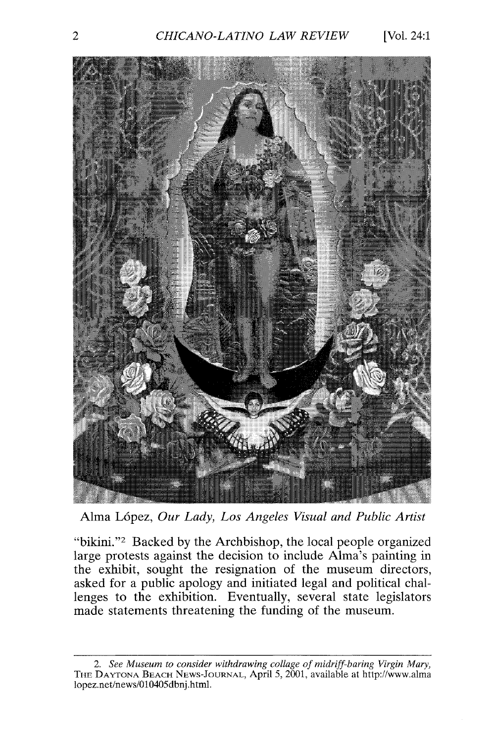Alma López, *Our Lady, Los Angeles Visual and Public Artist*

"bikini."[2] Backed by the Archbishop, the local people organized large protests against the decision to include Alma's painting in the exhibit, sought the resignation of the museum directors, asked for a public apology and initiated legal and political challenges to the exhibition. Eventually, several state legislators made statements threatening the funding of the museum.

---

2. *See Museum to consider withdrawing collage of midriff-baring Virgin Mary*, THE DAYTONA BEACH NEWS-JOURNAL, April 5, 2001, available at http://www.almalopez.net/news/010405dbnj.html.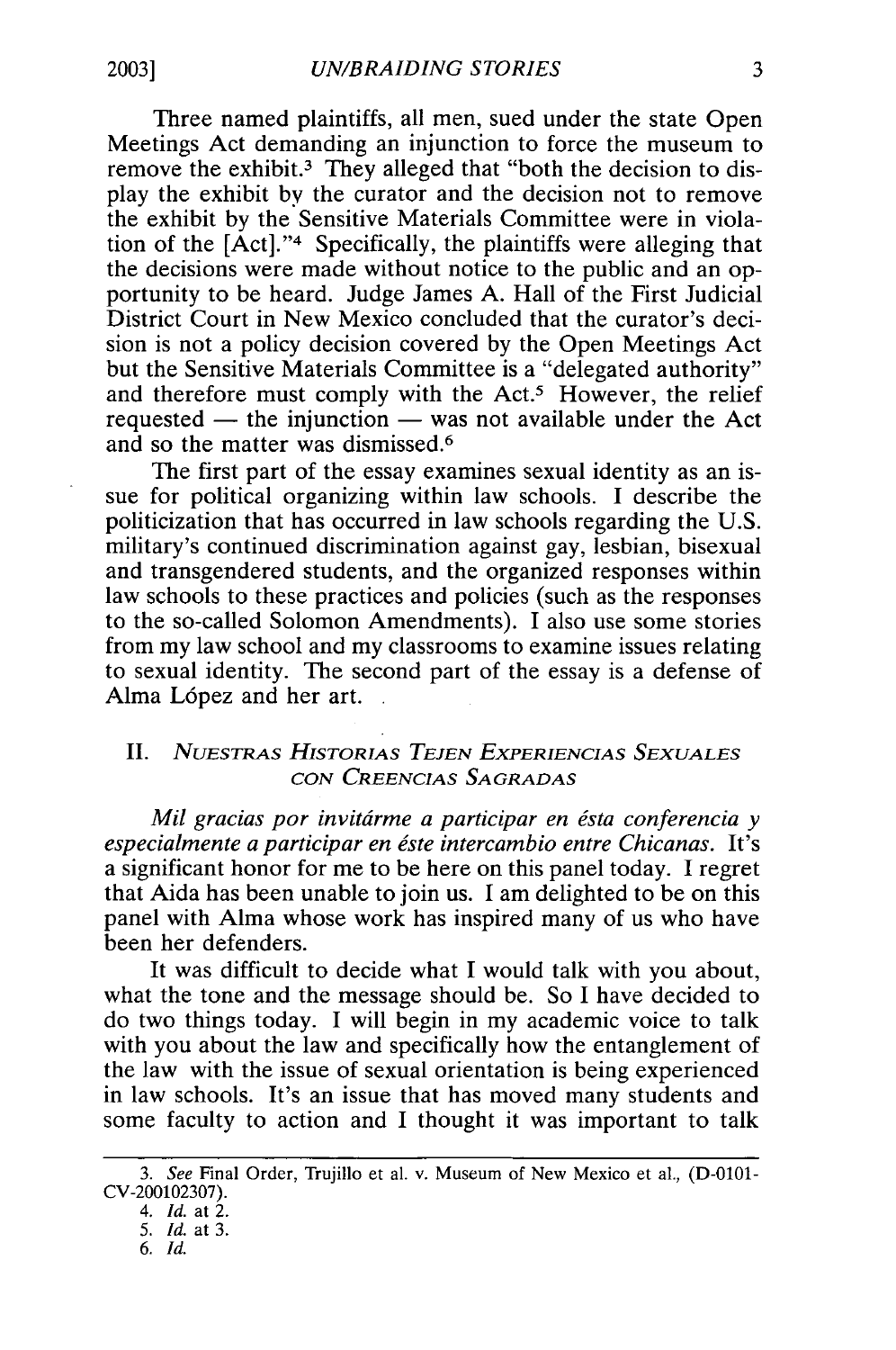Three named plaintiffs, all men, sued under the state Open Meetings Act demanding an injunction to force the museum to remove the exhibit.[3] They alleged that "both the decision to display the exhibit by the curator and the decision not to remove the exhibit by the Sensitive Materials Committee were in violation of the [Act]."[4] Specifically, the plaintiffs were alleging that the decisions were made without notice to the public and an opportunity to be heard. Judge James A. Hall of the First Judicial District Court in New Mexico concluded that the curator's decision is not a policy decision covered by the Open Meetings Act but the Sensitive Materials Committee is a "delegated authority" and therefore must comply with the Act.[5] However, the relief requested — the injunction — was not available under the Act and so the matter was dismissed.[6]

The first part of the essay examines sexual identity as an issue for political organizing within law schools. I describe the politicization that has occurred in law schools regarding the U.S. military's continued discrimination against gay, lesbian, bisexual and transgendered students, and the organized responses within law schools to these practices and policies (such as the responses to the so-called Solomon Amendments). I also use some stories from my law school and my classrooms to examine issues relating to sexual identity. The second part of the essay is a defense of Alma López and her art.

## II. *Nuestras Historias Tejen Experiencias Sexuales con Creencias Sagradas*

*Mil gracias por invitárme a participar en ésta conferencia y especialmente a participar en éste intercambio entre Chicanas.* It's a significant honor for me to be here on this panel today. I regret that Aida has been unable to join us. I am delighted to be on this panel with Alma whose work has inspired many of us who have been her defenders.

It was difficult to decide what I would talk with you about, what the tone and the message should be. So I have decided to do two things today. I will begin in my academic voice to talk with you about the law and specifically how the entanglement of the law with the issue of sexual orientation is being experienced in law schools. It's an issue that has moved many students and some faculty to action and I thought it was important to talk

---

3. *See* Final Order, Trujillo et al. v. Museum of New Mexico et al., (D-0101-CV-200102307).

4. *Id.* at 2.

5. *Id.* at 3.

6. *Id.*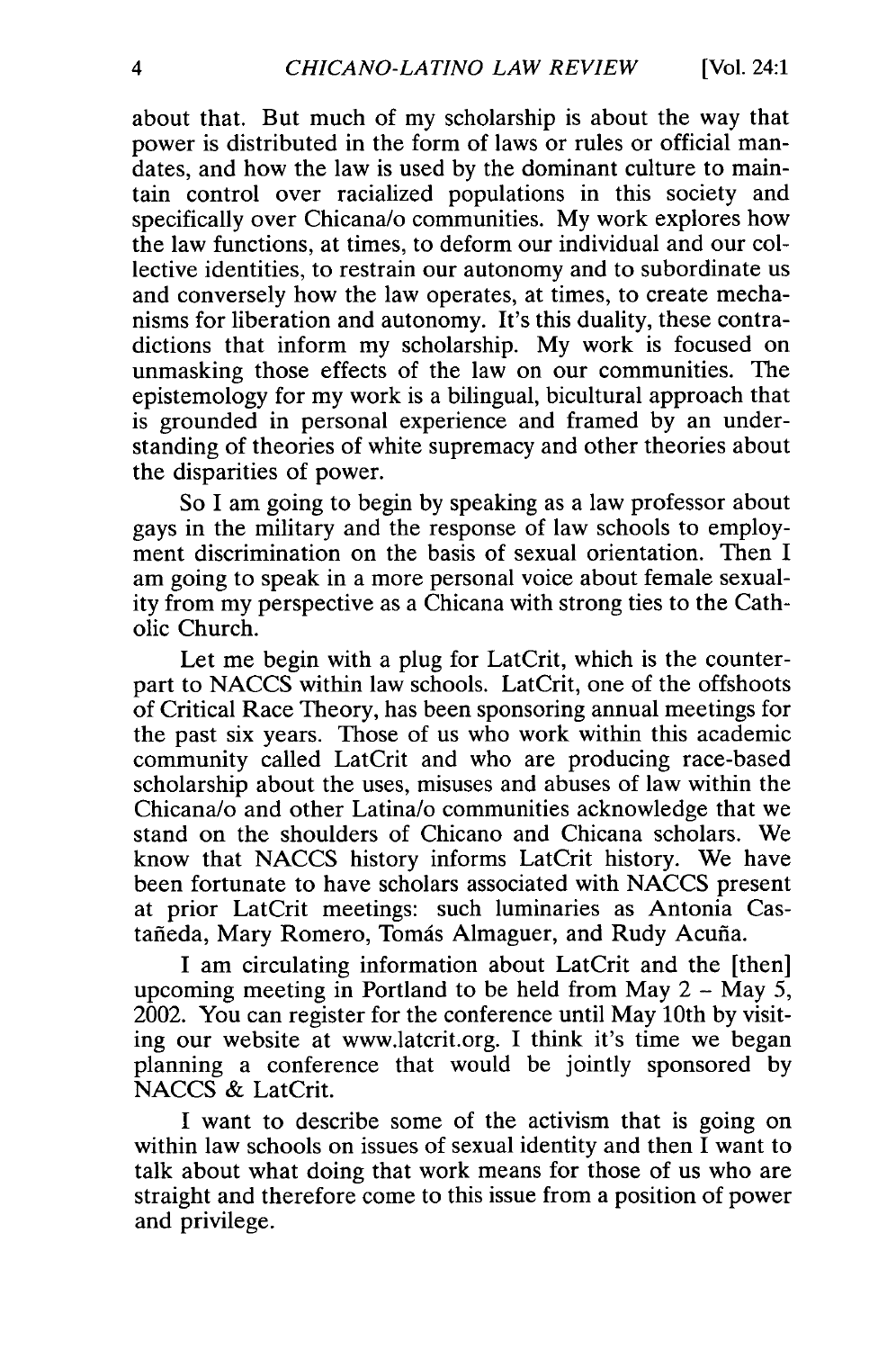about that. But much of my scholarship is about the way that power is distributed in the form of laws or rules or official mandates, and how the law is used by the dominant culture to maintain control over racialized populations in this society and specifically over Chicana/o communities. My work explores how the law functions, at times, to deform our individual and our collective identities, to restrain our autonomy and to subordinate us and conversely how the law operates, at times, to create mechanisms for liberation and autonomy. It's this duality, these contradictions that inform my scholarship. My work is focused on unmasking those effects of the law on our communities. The epistemology for my work is a bilingual, bicultural approach that is grounded in personal experience and framed by an understanding of theories of white supremacy and other theories about the disparities of power.

So I am going to begin by speaking as a law professor about gays in the military and the response of law schools to employment discrimination on the basis of sexual orientation. Then I am going to speak in a more personal voice about female sexuality from my perspective as a Chicana with strong ties to the Catholic Church.

Let me begin with a plug for LatCrit, which is the counterpart to NACCS within law schools. LatCrit, one of the offshoots of Critical Race Theory, has been sponsoring annual meetings for the past six years. Those of us who work within this academic community called LatCrit and who are producing race-based scholarship about the uses, misuses and abuses of law within the Chicana/o and other Latina/o communities acknowledge that we stand on the shoulders of Chicano and Chicana scholars. We know that NACCS history informs LatCrit history. We have been fortunate to have scholars associated with NACCS present at prior LatCrit meetings: such luminaries as Antonia Castañeda, Mary Romero, Tomás Almaguer, and Rudy Acuña.

I am circulating information about LatCrit and the [then] upcoming meeting in Portland to be held from May 2 – May 5, 2002. You can register for the conference until May 10th by visiting our website at www.latcrit.org. I think it's time we began planning a conference that would be jointly sponsored by NACCS & LatCrit.

I want to describe some of the activism that is going on within law schools on issues of sexual identity and then I want to talk about what doing that work means for those of us who are straight and therefore come to this issue from a position of power and privilege.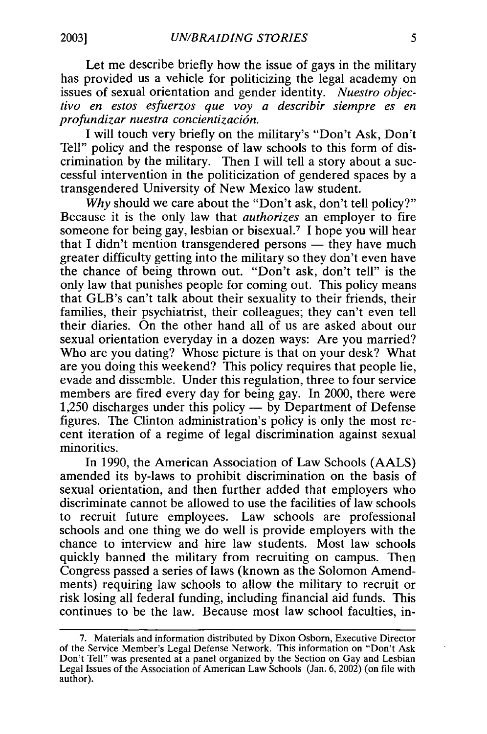Let me describe briefly how the issue of gays in the military has provided us a vehicle for politicizing the legal academy on issues of sexual orientation and gender identity. *Nuestro objectivo en estos esfuerzos que voy a describir siempre es en profundizar nuestra concientización.*

I will touch very briefly on the military's "Don't Ask, Don't Tell" policy and the response of law schools to this form of discrimination by the military. Then I will tell a story about a successful intervention in the politicization of gendered spaces by a transgendered University of New Mexico law student.

*Why* should we care about the "Don't ask, don't tell policy?" Because it is the only law that *authorizes* an employer to fire someone for being gay, lesbian or bisexual.[7] I hope you will hear that I didn't mention transgendered persons — they have much greater difficulty getting into the military so they don't even have the chance of being thrown out. "Don't ask, don't tell" is the only law that punishes people for coming out. This policy means that GLB's can't talk about their sexuality to their friends, their families, their psychiatrist, their colleagues; they can't even tell their diaries. On the other hand all of us are asked about our sexual orientation everyday in a dozen ways: Are you married? Who are you dating? Whose picture is that on your desk? What are you doing this weekend? This policy requires that people lie, evade and dissemble. Under this regulation, three to four service members are fired every day for being gay. In 2000, there were 1,250 discharges under this policy — by Department of Defense figures. The Clinton administration's policy is only the most recent iteration of a regime of legal discrimination against sexual minorities.

In 1990, the American Association of Law Schools (AALS) amended its by-laws to prohibit discrimination on the basis of sexual orientation, and then further added that employers who discriminate cannot be allowed to use the facilities of law schools to recruit future employees. Law schools are professional schools and one thing we do well is provide employers with the chance to interview and hire law students. Most law schools quickly banned the military from recruiting on campus. Then Congress passed a series of laws (known as the Solomon Amendments) requiring law schools to allow the military to recruit or risk losing all federal funding, including financial aid funds. This continues to be the law. Because most law school faculties, in-

---

7. Materials and information distributed by Dixon Osborn, Executive Director of the Service Member's Legal Defense Network. This information on "Don't Ask Don't Tell" was presented at a panel organized by the Section on Gay and Lesbian Legal Issues of the Association of American Law Schools (Jan. 6, 2002) (on file with author).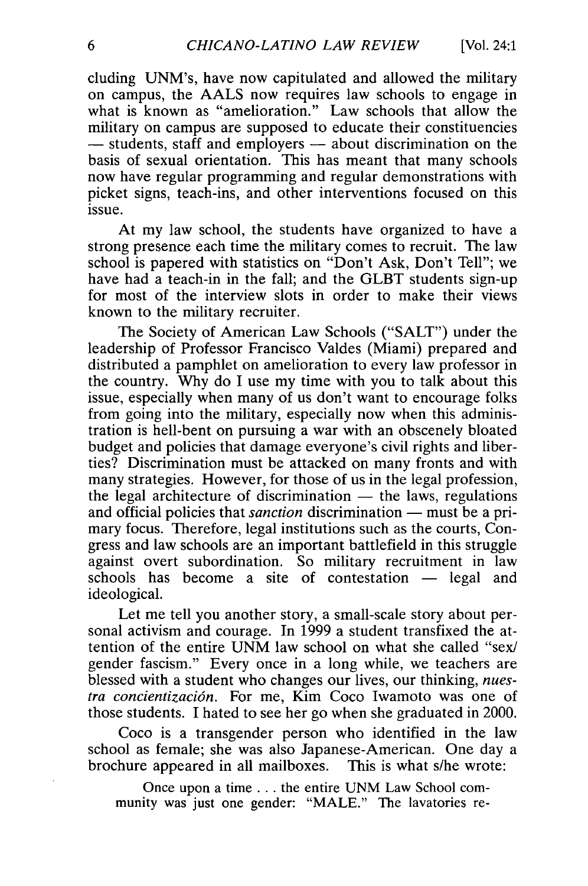cluding UNM's, have now capitulated and allowed the military on campus, the AALS now requires law schools to engage in what is known as "amelioration." Law schools that allow the military on campus are supposed to educate their constituencies — students, staff and employers — about discrimination on the basis of sexual orientation. This has meant that many schools now have regular programming and regular demonstrations with picket signs, teach-ins, and other interventions focused on this issue.

At my law school, the students have organized to have a strong presence each time the military comes to recruit. The law school is papered with statistics on "Don't Ask, Don't Tell"; we have had a teach-in in the fall; and the GLBT students sign-up for most of the interview slots in order to make their views known to the military recruiter.

The Society of American Law Schools ("SALT") under the leadership of Professor Francisco Valdes (Miami) prepared and distributed a pamphlet on amelioration to every law professor in the country. Why do I use my time with you to talk about this issue, especially when many of us don't want to encourage folks from going into the military, especially now when this administration is hell-bent on pursuing a war with an obscenely bloated budget and policies that damage everyone's civil rights and liberties? Discrimination must be attacked on many fronts and with many strategies. However, for those of us in the legal profession, the legal architecture of discrimination — the laws, regulations and official policies that *sanction* discrimination — must be a primary focus. Therefore, legal institutions such as the courts, Congress and law schools are an important battlefield in this struggle against overt subordination. So military recruitment in law schools has become a site of contestation — legal and ideological.

Let me tell you another story, a small-scale story about personal activism and courage. In 1999 a student transfixed the attention of the entire UNM law school on what she called "sex/gender fascism." Every once in a long while, we teachers are blessed with a student who changes our lives, our thinking, *nuestra concientización*. For me, Kim Coco Iwamoto was one of those students. I hated to see her go when she graduated in 2000.

Coco is a transgender person who identified in the law school as female; she was also Japanese-American. One day a brochure appeared in all mailboxes. This is what s/he wrote:

> Once upon a time . . . the entire UNM Law School community was just one gender: "MALE." The lavatories re-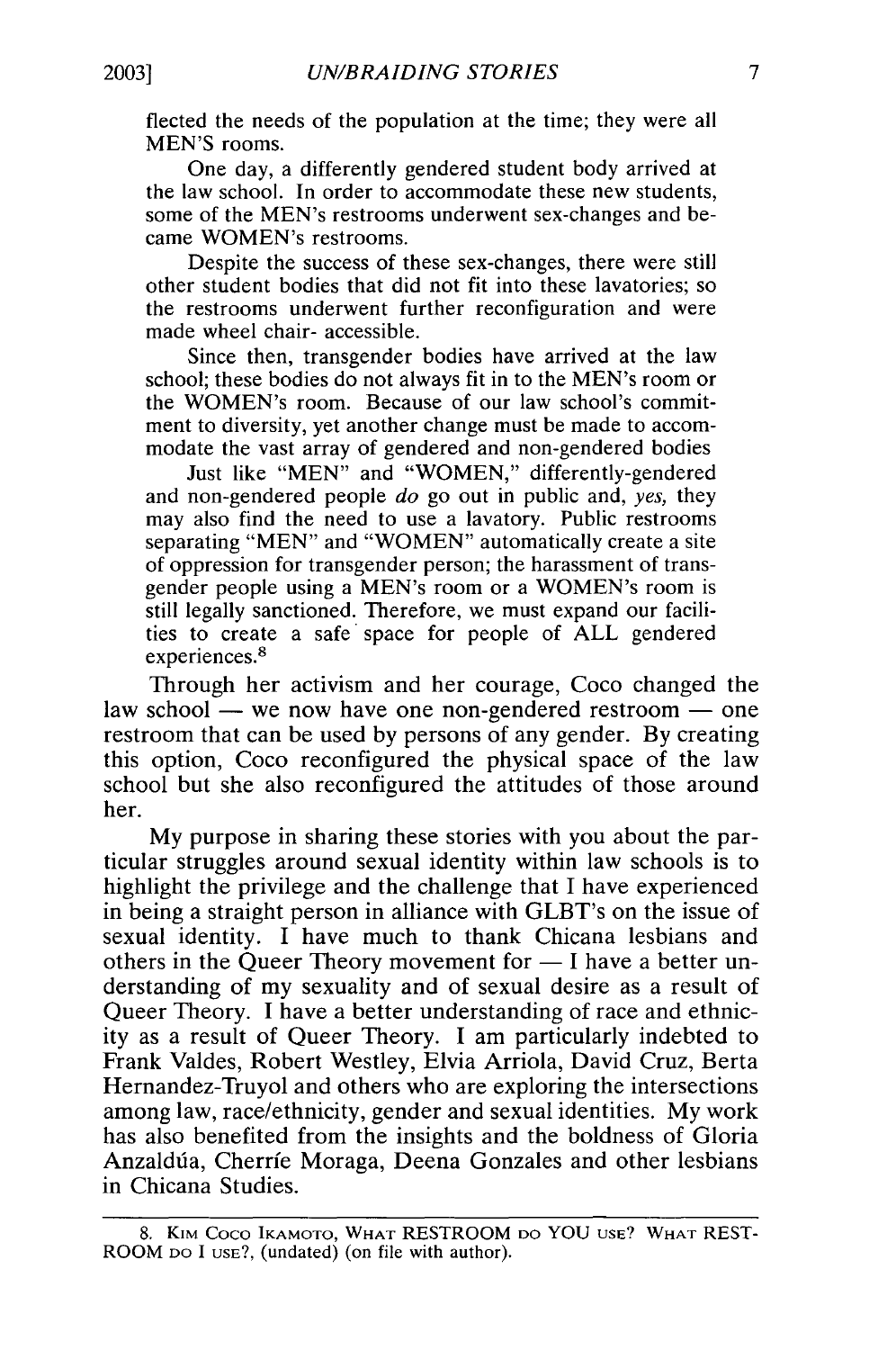flected the needs of the population at the time; they were all MEN'S rooms.

One day, a differently gendered student body arrived at the law school. In order to accommodate these new students, some of the MEN's restrooms underwent sex-changes and became WOMEN's restrooms.

Despite the success of these sex-changes, there were still other student bodies that did not fit into these lavatories; so the restrooms underwent further reconfiguration and were made wheel chair- accessible.

Since then, transgender bodies have arrived at the law school; these bodies do not always fit in to the MEN's room or the WOMEN's room. Because of our law school's commitment to diversity, yet another change must be made to accommodate the vast array of gendered and non-gendered bodies

Just like "MEN" and "WOMEN," differently-gendered and non-gendered people *do* go out in public and, *yes,* they may also find the need to use a lavatory. Public restrooms separating "MEN" and "WOMEN" automatically create a site of oppression for transgender person; the harassment of transgender people using a MEN's room or a WOMEN's room is still legally sanctioned. Therefore, we must expand our facilities to create a safe space for people of ALL gendered experiences.[8]

Through her activism and her courage, Coco changed the law school — we now have one non-gendered restroom — one restroom that can be used by persons of any gender. By creating this option, Coco reconfigured the physical space of the law school but she also reconfigured the attitudes of those around her.

My purpose in sharing these stories with you about the particular struggles around sexual identity within law schools is to highlight the privilege and the challenge that I have experienced in being a straight person in alliance with GLBT's on the issue of sexual identity. I have much to thank Chicana lesbians and others in the Queer Theory movement for — I have a better understanding of my sexuality and of sexual desire as a result of Queer Theory. I have a better understanding of race and ethnicity as a result of Queer Theory. I am particularly indebted to Frank Valdes, Robert Westley, Elvia Arriola, David Cruz, Berta Hernandez-Truyol and others who are exploring the intersections among law, race/ethnicity, gender and sexual identities. My work has also benefited from the insights and the boldness of Gloria Anzaldúa, Cherríe Moraga, Deena Gonzales and other lesbians in Chicana Studies.

---

8. Kim Coco Ikamoto, What RESTROOM do YOU use? What RESTROOM do I use?, (undated) (on file with author).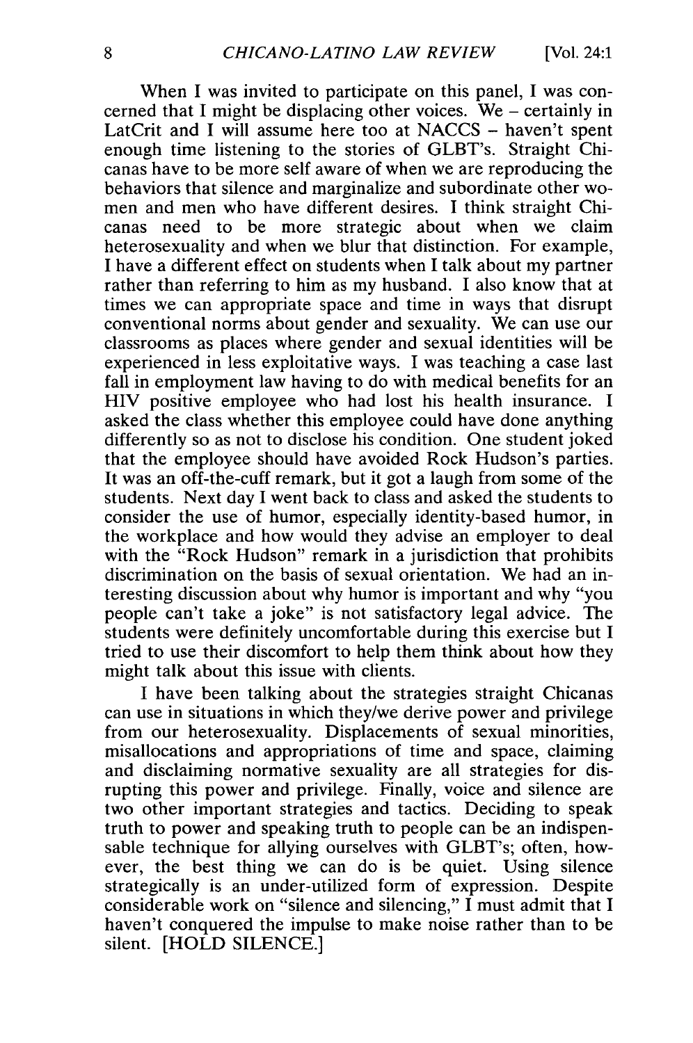When I was invited to participate on this panel, I was concerned that I might be displacing other voices. We – certainly in LatCrit and I will assume here too at NACCS – haven't spent enough time listening to the stories of GLBT's. Straight Chicanas have to be more self aware of when we are reproducing the behaviors that silence and marginalize and subordinate other women and men who have different desires. I think straight Chicanas need to be more strategic about when we claim heterosexuality and when we blur that distinction. For example, I have a different effect on students when I talk about my partner rather than referring to him as my husband. I also know that at times we can appropriate space and time in ways that disrupt conventional norms about gender and sexuality. We can use our classrooms as places where gender and sexual identities will be experienced in less exploitative ways. I was teaching a case last fall in employment law having to do with medical benefits for an HIV positive employee who had lost his health insurance. I asked the class whether this employee could have done anything differently so as not to disclose his condition. One student joked that the employee should have avoided Rock Hudson's parties. It was an off-the-cuff remark, but it got a laugh from some of the students. Next day I went back to class and asked the students to consider the use of humor, especially identity-based humor, in the workplace and how would they advise an employer to deal with the "Rock Hudson" remark in a jurisdiction that prohibits discrimination on the basis of sexual orientation. We had an interesting discussion about why humor is important and why "you people can't take a joke" is not satisfactory legal advice. The students were definitely uncomfortable during this exercise but I tried to use their discomfort to help them think about how they might talk about this issue with clients.

I have been talking about the strategies straight Chicanas can use in situations in which they/we derive power and privilege from our heterosexuality. Displacements of sexual minorities, misallocations and appropriations of time and space, claiming and disclaiming normative sexuality are all strategies for disrupting this power and privilege. Finally, voice and silence are two other important strategies and tactics. Deciding to speak truth to power and speaking truth to people can be an indispensable technique for allying ourselves with GLBT's; often, however, the best thing we can do is be quiet. Using silence strategically is an under-utilized form of expression. Despite considerable work on "silence and silencing," I must admit that I haven't conquered the impulse to make noise rather than to be silent. [HOLD SILENCE.]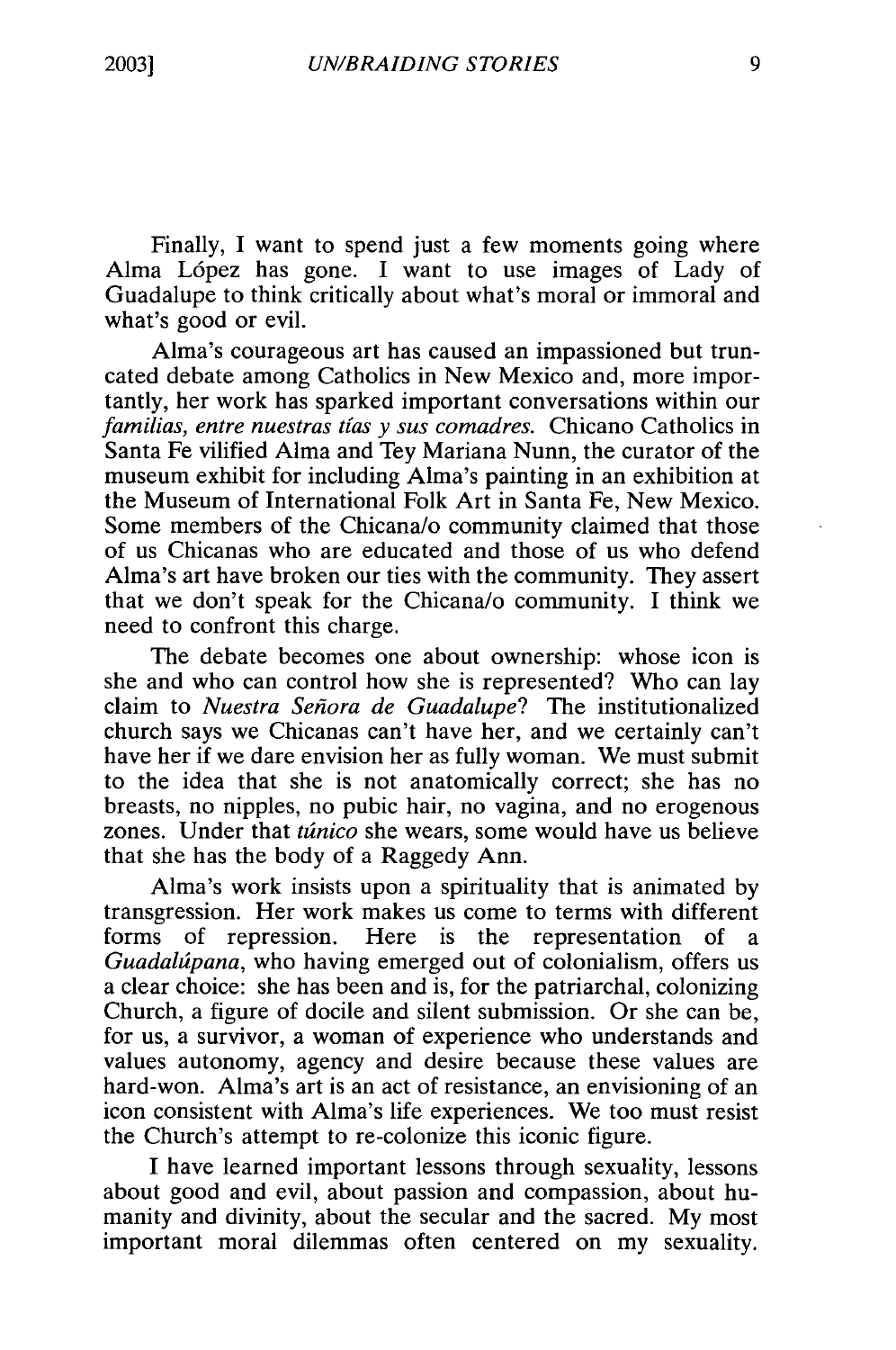Finally, I want to spend just a few moments going where Alma López has gone. I want to use images of Lady of Guadalupe to think critically about what's moral or immoral and what's good or evil.

Alma's courageous art has caused an impassioned but truncated debate among Catholics in New Mexico and, more importantly, her work has sparked important conversations within our *familias, entre nuestras tías y sus comadres.* Chicano Catholics in Santa Fe vilified Alma and Tey Mariana Nunn, the curator of the museum exhibit for including Alma's painting in an exhibition at the Museum of International Folk Art in Santa Fe, New Mexico. Some members of the Chicana/o community claimed that those of us Chicanas who are educated and those of us who defend Alma's art have broken our ties with the community. They assert that we don't speak for the Chicana/o community. I think we need to confront this charge.

The debate becomes one about ownership: whose icon is she and who can control how she is represented? Who can lay claim to *Nuestra Señora de Guadalupe*? The institutionalized church says we Chicanas can't have her, and we certainly can't have her if we dare envision her as fully woman. We must submit to the idea that she is not anatomically correct; she has no breasts, no nipples, no pubic hair, no vagina, and no erogenous zones. Under that *túnico* she wears, some would have us believe that she has the body of a Raggedy Ann.

Alma's work insists upon a spirituality that is animated by transgression. Her work makes us come to terms with different forms of repression. Here is the representation of a *Guadalúpana*, who having emerged out of colonialism, offers us a clear choice: she has been and is, for the patriarchal, colonizing Church, a figure of docile and silent submission. Or she can be, for us, a survivor, a woman of experience who understands and values autonomy, agency and desire because these values are hard-won. Alma's art is an act of resistance, an envisioning of an icon consistent with Alma's life experiences. We too must resist the Church's attempt to re-colonize this iconic figure.

I have learned important lessons through sexuality, lessons about good and evil, about passion and compassion, about humanity and divinity, about the secular and the sacred. My most important moral dilemmas often centered on my sexuality.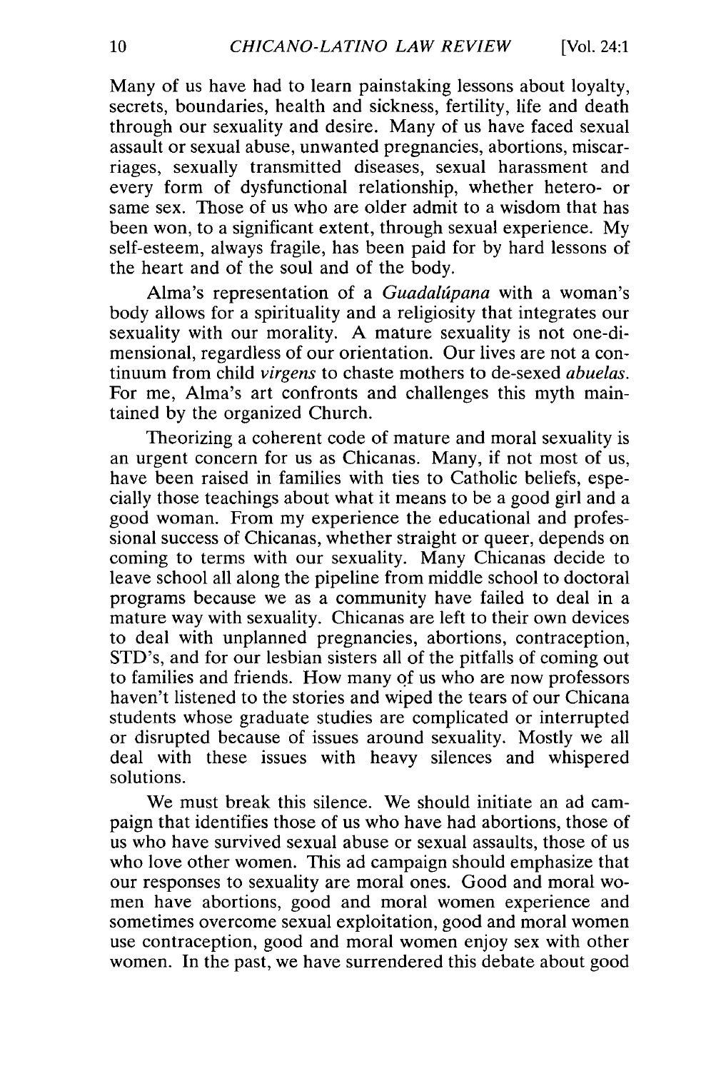Many of us have had to learn painstaking lessons about loyalty, secrets, boundaries, health and sickness, fertility, life and death through our sexuality and desire. Many of us have faced sexual assault or sexual abuse, unwanted pregnancies, abortions, miscarriages, sexually transmitted diseases, sexual harassment and every form of dysfunctional relationship, whether hetero- or same sex. Those of us who are older admit to a wisdom that has been won, to a significant extent, through sexual experience. My self-esteem, always fragile, has been paid for by hard lessons of the heart and of the soul and of the body.

Alma's representation of a *Guadalúpana* with a woman's body allows for a spirituality and a religiosity that integrates our sexuality with our morality. A mature sexuality is not one-dimensional, regardless of our orientation. Our lives are not a continuum from child *virgens* to chaste mothers to de-sexed *abuelas*. For me, Alma's art confronts and challenges this myth maintained by the organized Church.

Theorizing a coherent code of mature and moral sexuality is an urgent concern for us as Chicanas. Many, if not most of us, have been raised in families with ties to Catholic beliefs, especially those teachings about what it means to be a good girl and a good woman. From my experience the educational and professional success of Chicanas, whether straight or queer, depends on coming to terms with our sexuality. Many Chicanas decide to leave school all along the pipeline from middle school to doctoral programs because we as a community have failed to deal in a mature way with sexuality. Chicanas are left to their own devices to deal with unplanned pregnancies, abortions, contraception, STD's, and for our lesbian sisters all of the pitfalls of coming out to families and friends. How many of us who are now professors haven't listened to the stories and wiped the tears of our Chicana students whose graduate studies are complicated or interrupted or disrupted because of issues around sexuality. Mostly we all deal with these issues with heavy silences and whispered solutions.

We must break this silence. We should initiate an ad campaign that identifies those of us who have had abortions, those of us who have survived sexual abuse or sexual assaults, those of us who love other women. This ad campaign should emphasize that our responses to sexuality are moral ones. Good and moral women have abortions, good and moral women experience and sometimes overcome sexual exploitation, good and moral women use contraception, good and moral women enjoy sex with other women. In the past, we have surrendered this debate about good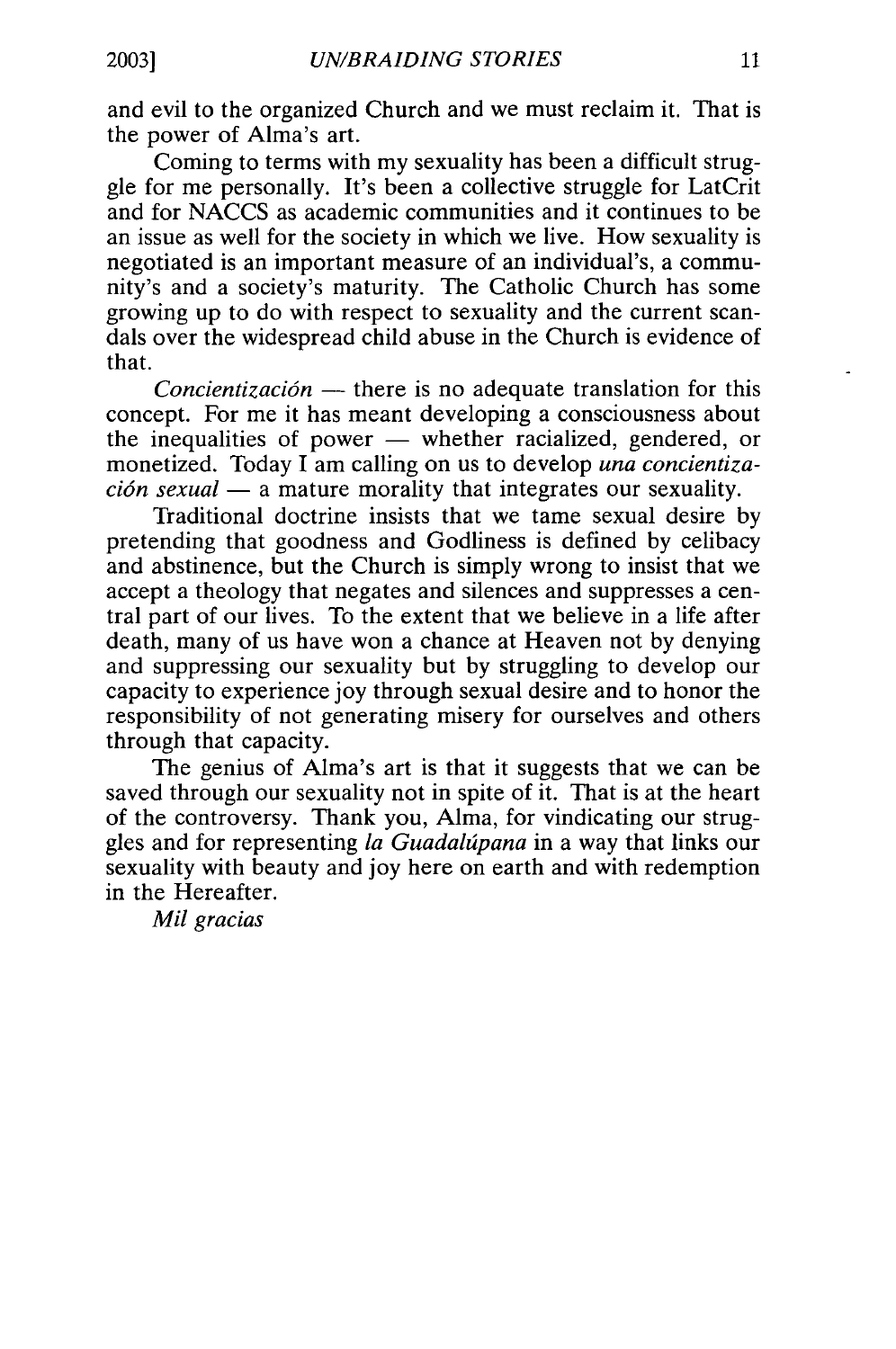and evil to the organized Church and we must reclaim it. That is the power of Alma's art.

Coming to terms with my sexuality has been a difficult struggle for me personally. It's been a collective struggle for LatCrit and for NACCS as academic communities and it continues to be an issue as well for the society in which we live. How sexuality is negotiated is an important measure of an individual's, a community's and a society's maturity. The Catholic Church has some growing up to do with respect to sexuality and the current scandals over the widespread child abuse in the Church is evidence of that.

*Concientización* — there is no adequate translation for this concept. For me it has meant developing a consciousness about the inequalities of power — whether racialized, gendered, or monetized. Today I am calling on us to develop *una concientización sexual* — a mature morality that integrates our sexuality.

Traditional doctrine insists that we tame sexual desire by pretending that goodness and Godliness is defined by celibacy and abstinence, but the Church is simply wrong to insist that we accept a theology that negates and silences and suppresses a central part of our lives. To the extent that we believe in a life after death, many of us have won a chance at Heaven not by denying and suppressing our sexuality but by struggling to develop our capacity to experience joy through sexual desire and to honor the responsibility of not generating misery for ourselves and others through that capacity.

The genius of Alma's art is that it suggests that we can be saved through our sexuality not in spite of it. That is at the heart of the controversy. Thank you, Alma, for vindicating our struggles and for representing *la Guadalúpana* in a way that links our sexuality with beauty and joy here on earth and with redemption in the Hereafter.

*Mil gracias*